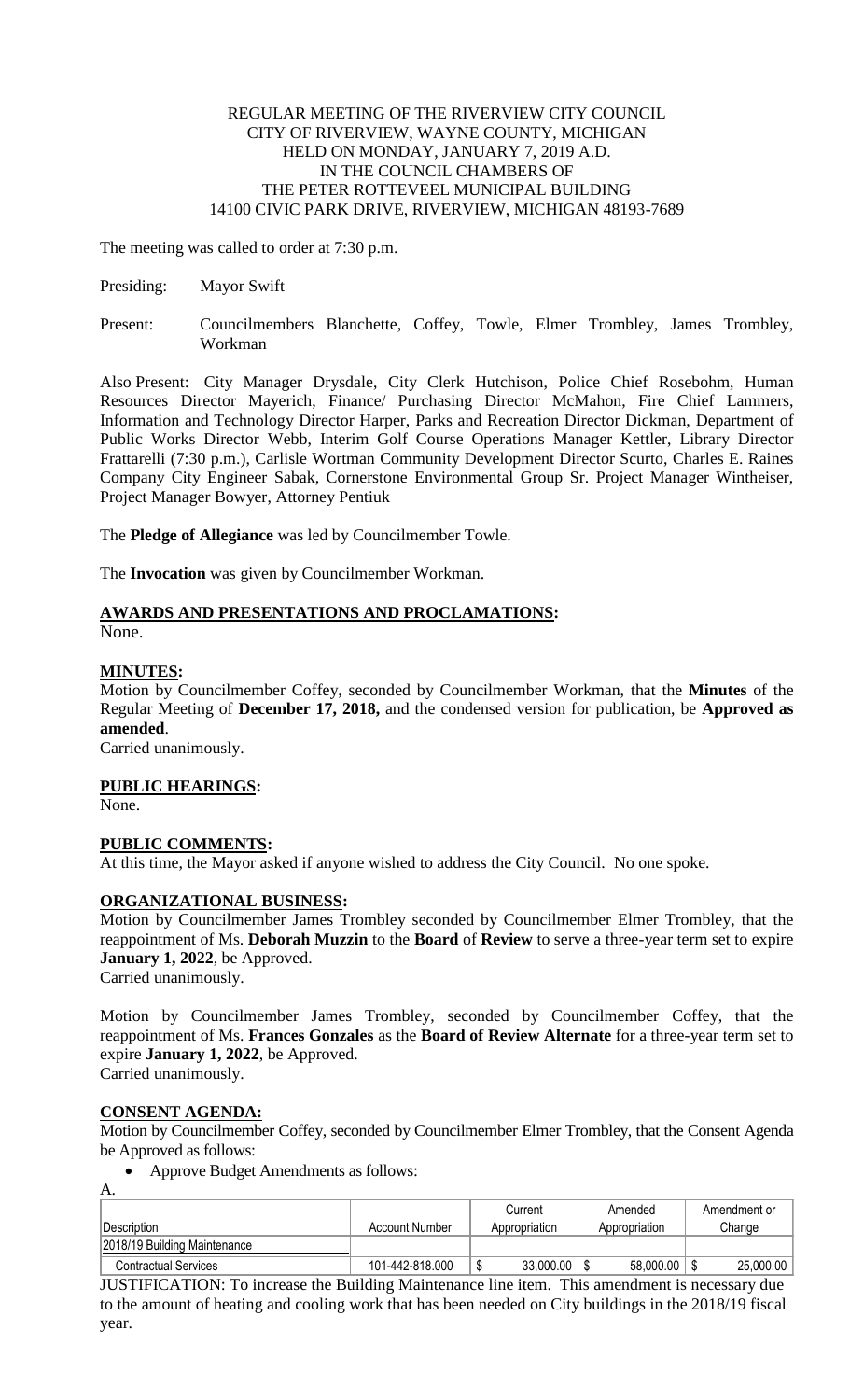REGULAR MEETING OF THE RIVERVIEW CITY COUNCIL
CITY OF RIVERVIEW, WAYNE COUNTY, MICHIGAN
HELD ON MONDAY, JANUARY 7, 2019 A.D.
IN THE COUNCIL CHAMBERS OF
THE PETER ROTTEVEEL MUNICIPAL BUILDING
14100 CIVIC PARK DRIVE, RIVERVIEW, MICHIGAN 48193-7689

The meeting was called to order at 7:30 p.m.

Presiding: Mayor Swift

Present: Councilmembers Blanchette, Coffey, Towle, Elmer Trombley, James Trombley, Workman

Also Present: City Manager Drysdale, City Clerk Hutchison, Police Chief Rosebohm, Human Resources Director Mayerich, Finance/ Purchasing Director McMahon, Fire Chief Lammers, Information and Technology Director Harper, Parks and Recreation Director Dickman, Department of Public Works Director Webb, Interim Golf Course Operations Manager Kettler, Library Director Frattarelli (7:30 p.m.), Carlisle Wortman Community Development Director Scurto, Charles E. Raines Company City Engineer Sabak, Cornerstone Environmental Group Sr. Project Manager Wintheiser, Project Manager Bowyer, Attorney Pentiuk

The **Pledge of Allegiance** was led by Councilmember Towle.

The **Invocation** was given by Councilmember Workman.

## AWARDS AND PRESENTATIONS AND PROCLAMATIONS:

None.

## MINUTES:

Motion by Councilmember Coffey, seconded by Councilmember Workman, that the **Minutes** of the Regular Meeting of **December 17, 2018,** and the condensed version for publication, be **Approved as amended**.
Carried unanimously.

## PUBLIC HEARINGS:

None.

## PUBLIC COMMENTS:

At this time, the Mayor asked if anyone wished to address the City Council. No one spoke.

## ORGANIZATIONAL BUSINESS:

Motion by Councilmember James Trombley seconded by Councilmember Elmer Trombley, that the reappointment of Ms. **Deborah Muzzin** to the **Board** of **Review** to serve a three-year term set to expire **January 1, 2022**, be Approved.
Carried unanimously.

Motion by Councilmember James Trombley, seconded by Councilmember Coffey, that the reappointment of Ms. **Frances Gonzales** as the **Board of Review Alternate** for a three-year term set to expire **January 1, 2022**, be Approved.
Carried unanimously.

## CONSENT AGENDA:

Motion by Councilmember Coffey, seconded by Councilmember Elmer Trombley, that the Consent Agenda be Approved as follows:

- Approve Budget Amendments as follows:

A.

| Description | Account Number | Current Appropriation | Amended Appropriation | Amendment or Change |
|---|---|---|---|---|
| 2018/19 Building Maintenance | | | | |
| Contractual Services | 101-442-818.000 | $ 33,000.00 | $ 58,000.00 | $ 25,000.00 |

JUSTIFICATION: To increase the Building Maintenance line item. This amendment is necessary due to the amount of heating and cooling work that has been needed on City buildings in the 2018/19 fiscal year.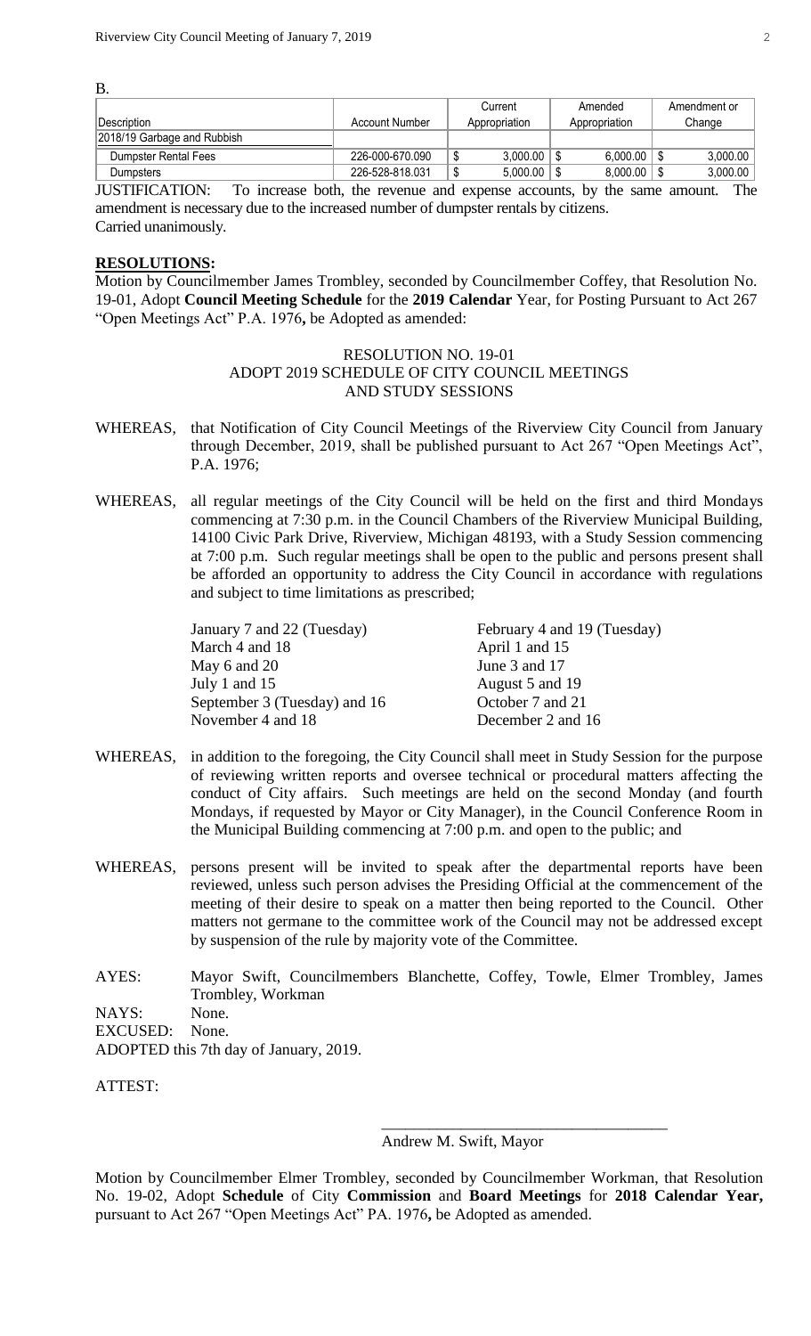B.

| Description | Account Number | Current Appropriation | Amended Appropriation | Amendment or Change |
|---|---|---|---|---|
| 2018/19 Garbage and Rubbish | | | | |
| Dumpster Rental Fees | 226-000-670.090 | $ 3,000.00 | $ 6,000.00 | $ 3,000.00 |
| Dumpsters | 226-528-818.031 | $ 5,000.00 | $ 8,000.00 | $ 3,000.00 |

JUSTIFICATION: To increase both, the revenue and expense accounts, by the same amount. The amendment is necessary due to the increased number of dumpster rentals by citizens.
Carried unanimously.

## RESOLUTIONS:

Motion by Councilmember James Trombley, seconded by Councilmember Coffey, that Resolution No. 19-01, Adopt **Council Meeting Schedule** for the **2019 Calendar** Year, for Posting Pursuant to Act 267 "Open Meetings Act" P.A. 1976**,** be Adopted as amended:

RESOLUTION NO. 19-01
ADOPT 2019 SCHEDULE OF CITY COUNCIL MEETINGS
AND STUDY SESSIONS

WHEREAS, that Notification of City Council Meetings of the Riverview City Council from January through December, 2019, shall be published pursuant to Act 267 "Open Meetings Act", P.A. 1976;

WHEREAS, all regular meetings of the City Council will be held on the first and third Mondays commencing at 7:30 p.m. in the Council Chambers of the Riverview Municipal Building, 14100 Civic Park Drive, Riverview, Michigan 48193, with a Study Session commencing at 7:00 p.m. Such regular meetings shall be open to the public and persons present shall be afforded an opportunity to address the City Council in accordance with regulations and subject to time limitations as prescribed;

| | |
|---|---|
| January 7 and 22 (Tuesday) | February 4 and 19 (Tuesday) |
| March 4 and 18 | April 1 and 15 |
| May 6 and 20 | June 3 and 17 |
| July 1 and 15 | August 5 and 19 |
| September 3 (Tuesday) and 16 | October 7 and 21 |
| November 4 and 18 | December 2 and 16 |

WHEREAS, in addition to the foregoing, the City Council shall meet in Study Session for the purpose of reviewing written reports and oversee technical or procedural matters affecting the conduct of City affairs. Such meetings are held on the second Monday (and fourth Mondays, if requested by Mayor or City Manager), in the Council Conference Room in the Municipal Building commencing at 7:00 p.m. and open to the public; and

WHEREAS, persons present will be invited to speak after the departmental reports have been reviewed, unless such person advises the Presiding Official at the commencement of the meeting of their desire to speak on a matter then being reported to the Council. Other matters not germane to the committee work of the Council may not be addressed except by suspension of the rule by majority vote of the Committee.

AYES: Mayor Swift, Councilmembers Blanchette, Coffey, Towle, Elmer Trombley, James Trombley, Workman
NAYS: None.
EXCUSED: None.
ADOPTED this 7th day of January, 2019.

ATTEST:

\_\_\_\_\_\_\_\_\_\_\_\_\_\_\_\_\_\_\_\_\_\_\_\_\_\_\_\_\_\_\_\_\_\_\_\_
Andrew M. Swift, Mayor

Motion by Councilmember Elmer Trombley, seconded by Councilmember Workman, that Resolution No. 19-02, Adopt **Schedule** of City **Commission** and **Board Meetings** for **2018 Calendar Year,** pursuant to Act 267 "Open Meetings Act" PA. 1976**,** be Adopted as amended.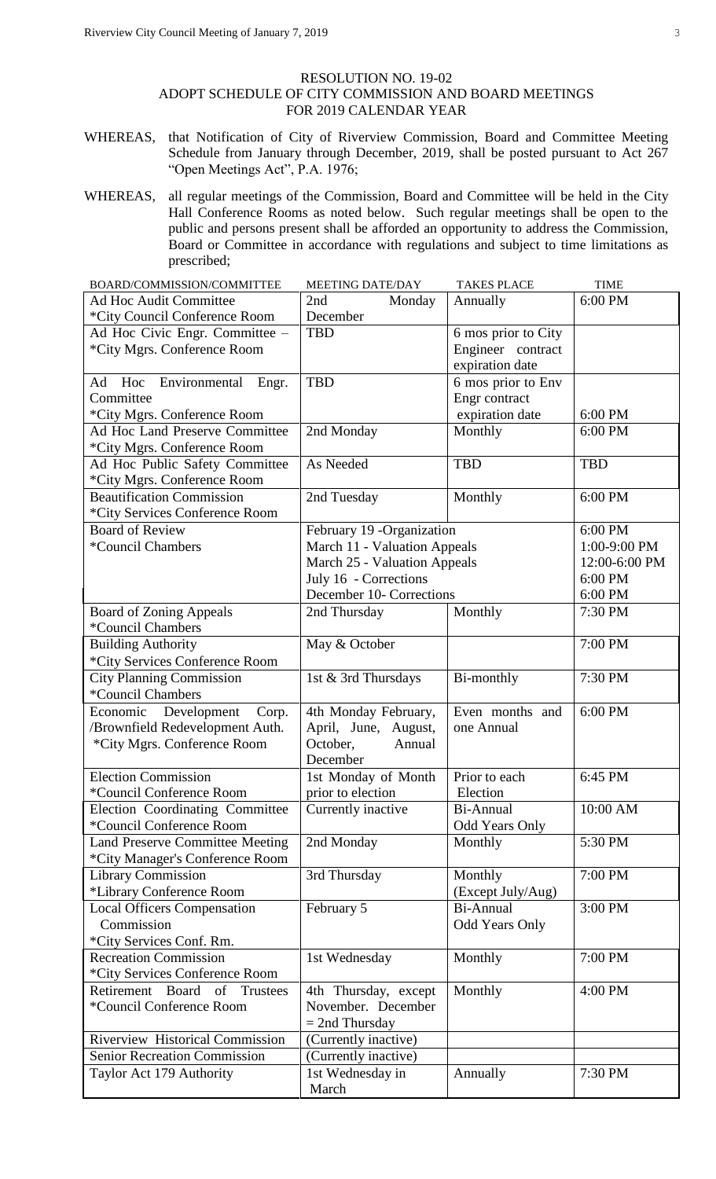## RESOLUTION NO. 19-02
## ADOPT SCHEDULE OF CITY COMMISSION AND BOARD MEETINGS FOR 2019 CALENDAR YEAR

WHEREAS, that Notification of City of Riverview Commission, Board and Committee Meeting Schedule from January through December, 2019, shall be posted pursuant to Act 267 "Open Meetings Act", P.A. 1976;

WHEREAS, all regular meetings of the Commission, Board and Committee will be held in the City Hall Conference Rooms as noted below. Such regular meetings shall be open to the public and persons present shall be afforded an opportunity to address the Commission, Board or Committee in accordance with regulations and subject to time limitations as prescribed;

| BOARD/COMMISSION/COMMITTEE | MEETING DATE/DAY | TAKES PLACE | TIME |
|---|---|---|---|
| Ad Hoc Audit Committee<br>*City Council Conference Room | 2nd Monday December | Annually | 6:00 PM |
| Ad Hoc Civic Engr. Committee –<br>*City Mgrs. Conference Room | TBD | 6 mos prior to City Engineer contract expiration date | |
| Ad Hoc Environmental Engr. Committee<br>*City Mgrs. Conference Room | TBD | 6 mos prior to Env Engr contract expiration date | 6:00 PM |
| Ad Hoc Land Preserve Committee<br>*City Mgrs. Conference Room | 2nd Monday | Monthly | 6:00 PM |
| Ad Hoc Public Safety Committee<br>*City Mgrs. Conference Room | As Needed | TBD | TBD |
| Beautification Commission<br>*City Services Conference Room | 2nd Tuesday | Monthly | 6:00 PM |
| Board of Review<br>*Council Chambers | February 19 -Organization<br>March 11 - Valuation Appeals<br>March 25 - Valuation Appeals<br>July 16 - Corrections<br>December 10- Corrections | | 6:00 PM<br>1:00-9:00 PM<br>12:00-6:00 PM<br>6:00 PM<br>6:00 PM |
| Board of Zoning Appeals<br>*Council Chambers | 2nd Thursday | Monthly | 7:30 PM |
| Building Authority<br>*City Services Conference Room | May & October | | 7:00 PM |
| City Planning Commission<br>*Council Chambers | 1st & 3rd Thursdays | Bi-monthly | 7:30 PM |
| Economic Development Corp. /Brownfield Redevelopment Auth.<br>*City Mgrs. Conference Room | 4th Monday February, April, June, August, October, Annual December | Even months and one Annual | 6:00 PM |
| Election Commission<br>*Council Conference Room | 1st Monday of Month prior to election | Prior to each Election | 6:45 PM |
| Election Coordinating Committee<br>*Council Conference Room | Currently inactive | Bi-Annual<br>Odd Years Only | 10:00 AM |
| Land Preserve Committee Meeting<br>*City Manager's Conference Room | 2nd Monday | Monthly | 5:30 PM |
| Library Commission<br>*Library Conference Room | 3rd Thursday | Monthly<br>(Except July/Aug) | 7:00 PM |
| Local Officers Compensation Commission<br>*City Services Conf. Rm. | February 5 | Bi-Annual<br>Odd Years Only | 3:00 PM |
| Recreation Commission<br>*City Services Conference Room | 1st Wednesday | Monthly | 7:00 PM |
| Retirement Board of Trustees<br>*Council Conference Room | 4th Thursday, except November. December = 2nd Thursday | Monthly | 4:00 PM |
| Riverview Historical Commission | (Currently inactive) | | |
| Senior Recreation Commission | (Currently inactive) | | |
| Taylor Act 179 Authority | 1st Wednesday in March | Annually | 7:30 PM |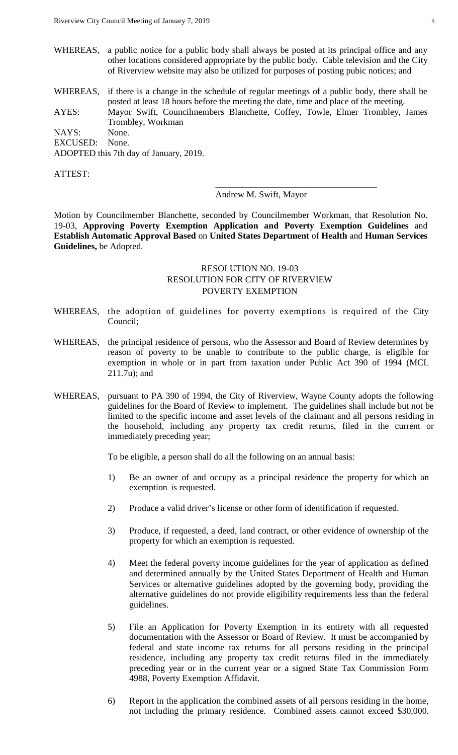WHEREAS, a public notice for a public body shall always be posted at its principal office and any other locations considered appropriate by the public body. Cable television and the City of Riverview website may also be utilized for purposes of posting pubic notices; and

WHEREAS, if there is a change in the schedule of regular meetings of a public body, there shall be posted at least 18 hours before the meeting the date, time and place of the meeting.

AYES: Mayor Swift, Councilmembers Blanchette, Coffey, Towle, Elmer Trombley, James Trombley, Workman

NAYS: None.

EXCUSED: None.

ADOPTED this 7th day of January, 2019.

ATTEST:

\_\_\_\_\_\_\_\_\_\_\_\_\_\_\_\_\_\_\_\_\_\_\_\_\_\_\_\_\_\_\_\_\_\_\_\_

Andrew M. Swift, Mayor

Motion by Councilmember Blanchette, seconded by Councilmember Workman, that Resolution No. 19-03, **Approving Poverty Exemption Application and Poverty Exemption Guidelines** and **Establish Automatic Approval Based** on **United States Department** of **Health** and **Human Services Guidelines,** be Adopted.

RESOLUTION NO. 19-03
RESOLUTION FOR CITY OF RIVERVIEW
POVERTY EXEMPTION

WHEREAS, the adoption of guidelines for poverty exemptions is required of the City Council;

WHEREAS, the principal residence of persons, who the Assessor and Board of Review determines by reason of poverty to be unable to contribute to the public charge, is eligible for exemption in whole or in part from taxation under Public Act 390 of 1994 (MCL 211.7u); and

WHEREAS, pursuant to PA 390 of 1994, the City of Riverview, Wayne County adopts the following guidelines for the Board of Review to implement. The guidelines shall include but not be limited to the specific income and asset levels of the claimant and all persons residing in the household, including any property tax credit returns, filed in the current or immediately preceding year;

To be eligible, a person shall do all the following on an annual basis:

1) Be an owner of and occupy as a principal residence the property for which an exemption is requested.

2) Produce a valid driver's license or other form of identification if requested.

3) Produce, if requested, a deed, land contract, or other evidence of ownership of the property for which an exemption is requested.

4) Meet the federal poverty income guidelines for the year of application as defined and determined annually by the United States Department of Health and Human Services or alternative guidelines adopted by the governing body, providing the alternative guidelines do not provide eligibility requirements less than the federal guidelines.

5) File an Application for Poverty Exemption in its entirety with all requested documentation with the Assessor or Board of Review. It must be accompanied by federal and state income tax returns for all persons residing in the principal residence, including any property tax credit returns filed in the immediately preceding year or in the current year or a signed State Tax Commission Form 4988, Poverty Exemption Affidavit.

6) Report in the application the combined assets of all persons residing in the home, not including the primary residence. Combined assets cannot exceed \$30,000.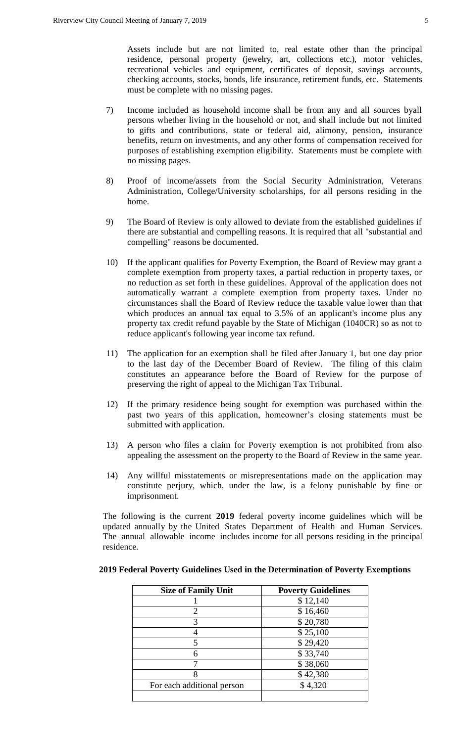Assets include but are not limited to, real estate other than the principal residence, personal property (jewelry, art, collections etc.), motor vehicles, recreational vehicles and equipment, certificates of deposit, savings accounts, checking accounts, stocks, bonds, life insurance, retirement funds, etc. Statements must be complete with no missing pages.

7) Income included as household income shall be from any and all sources byall persons whether living in the household or not, and shall include but not limited to gifts and contributions, state or federal aid, alimony, pension, insurance benefits, return on investments, and any other forms of compensation received for purposes of establishing exemption eligibility. Statements must be complete with no missing pages.

8) Proof of income/assets from the Social Security Administration, Veterans Administration, College/University scholarships, for all persons residing in the home.

9) The Board of Review is only allowed to deviate from the established guidelines if there are substantial and compelling reasons. It is required that all "substantial and compelling" reasons be documented.

10) If the applicant qualifies for Poverty Exemption, the Board of Review may grant a complete exemption from property taxes, a partial reduction in property taxes, or no reduction as set forth in these guidelines. Approval of the application does not automatically warrant a complete exemption from property taxes. Under no circumstances shall the Board of Review reduce the taxable value lower than that which produces an annual tax equal to 3.5% of an applicant's income plus any property tax credit refund payable by the State of Michigan (1040CR) so as not to reduce applicant's following year income tax refund.

11) The application for an exemption shall be filed after January 1, but one day prior to the last day of the December Board of Review. The filing of this claim constitutes an appearance before the Board of Review for the purpose of preserving the right of appeal to the Michigan Tax Tribunal.

12) If the primary residence being sought for exemption was purchased within the past two years of this application, homeowner's closing statements must be submitted with application.

13) A person who files a claim for Poverty exemption is not prohibited from also appealing the assessment on the property to the Board of Review in the same year.

14) Any willful misstatements or misrepresentations made on the application may constitute perjury, which, under the law, is a felony punishable by fine or imprisonment.

The following is the current **2019** federal poverty income guidelines which will be updated annually by the United States Department of Health and Human Services. The annual allowable income includes income for all persons residing in the principal residence.

**2019 Federal Poverty Guidelines Used in the Determination of Poverty Exemptions**

| Size of Family Unit | Poverty Guidelines |
|---|---|
| 1 | $ 12,140 |
| 2 | $ 16,460 |
| 3 | $ 20,780 |
| 4 | $ 25,100 |
| 5 | $ 29,420 |
| 6 | $ 33,740 |
| 7 | $ 38,060 |
| 8 | $ 42,380 |
| For each additional person | $ 4,320 |
| | |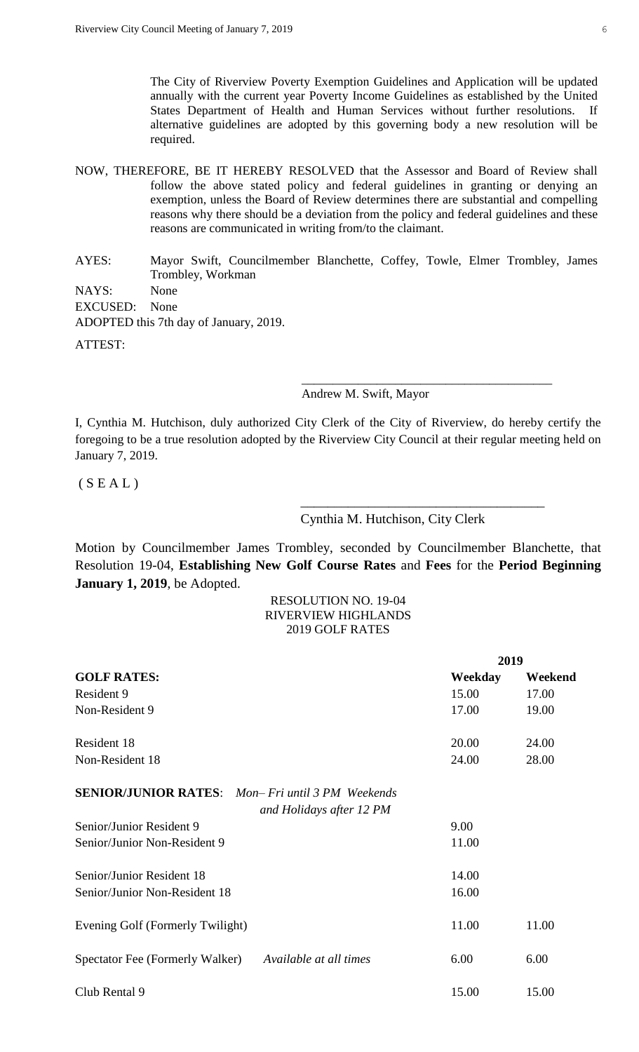The City of Riverview Poverty Exemption Guidelines and Application will be updated annually with the current year Poverty Income Guidelines as established by the United States Department of Health and Human Services without further resolutions. If alternative guidelines are adopted by this governing body a new resolution will be required.

NOW, THEREFORE, BE IT HEREBY RESOLVED that the Assessor and Board of Review shall follow the above stated policy and federal guidelines in granting or denying an exemption, unless the Board of Review determines there are substantial and compelling reasons why there should be a deviation from the policy and federal guidelines and these reasons are communicated in writing from/to the claimant.

AYES: Mayor Swift, Councilmember Blanchette, Coffey, Towle, Elmer Trombley, James Trombley, Workman

NAYS: None

EXCUSED: None

ADOPTED this 7th day of January, 2019.

ATTEST:

\_\_\_\_\_\_\_\_\_\_\_\_\_\_\_\_\_\_\_\_\_\_\_\_\_\_\_\_\_\_\_\_\_\_\_\_\_\_\_\_

Andrew M. Swift, Mayor

I, Cynthia M. Hutchison, duly authorized City Clerk of the City of Riverview, do hereby certify the foregoing to be a true resolution adopted by the Riverview City Council at their regular meeting held on January 7, 2019.

( S E A L )

\_\_\_\_\_\_\_\_\_\_\_\_\_\_\_\_\_\_\_\_\_\_\_\_\_\_\_\_\_\_\_\_\_\_\_\_\_\_\_\_

Cynthia M. Hutchison, City Clerk

Motion by Councilmember James Trombley, seconded by Councilmember Blanchette, that Resolution 19-04, **Establishing New Golf Course Rates** and **Fees** for the **Period Beginning January 1, 2019**, be Adopted.

RESOLUTION NO. 19-04
RIVERVIEW HIGHLANDS
2019 GOLF RATES

| | | 2019 | |
|---|---|---|---|
| **GOLF RATES:** | | **Weekday** | **Weekend** |
| Resident 9 | | 15.00 | 17.00 |
| Non-Resident 9 | | 17.00 | 19.00 |
| Resident 18 | | 20.00 | 24.00 |
| Non-Resident 18 | | 24.00 | 28.00 |
| **SENIOR/JUNIOR RATES**: | *Mon– Fri until 3 PM Weekends and Holidays after 12 PM* | | |
| Senior/Junior Resident 9 | | 9.00 | |
| Senior/Junior Non-Resident 9 | | 11.00 | |
| Senior/Junior Resident 18 | | 14.00 | |
| Senior/Junior Non-Resident 18 | | 16.00 | |
| Evening Golf (Formerly Twilight) | | 11.00 | 11.00 |
| Spectator Fee (Formerly Walker) | *Available at all times* | 6.00 | 6.00 |
| Club Rental 9 | | 15.00 | 15.00 |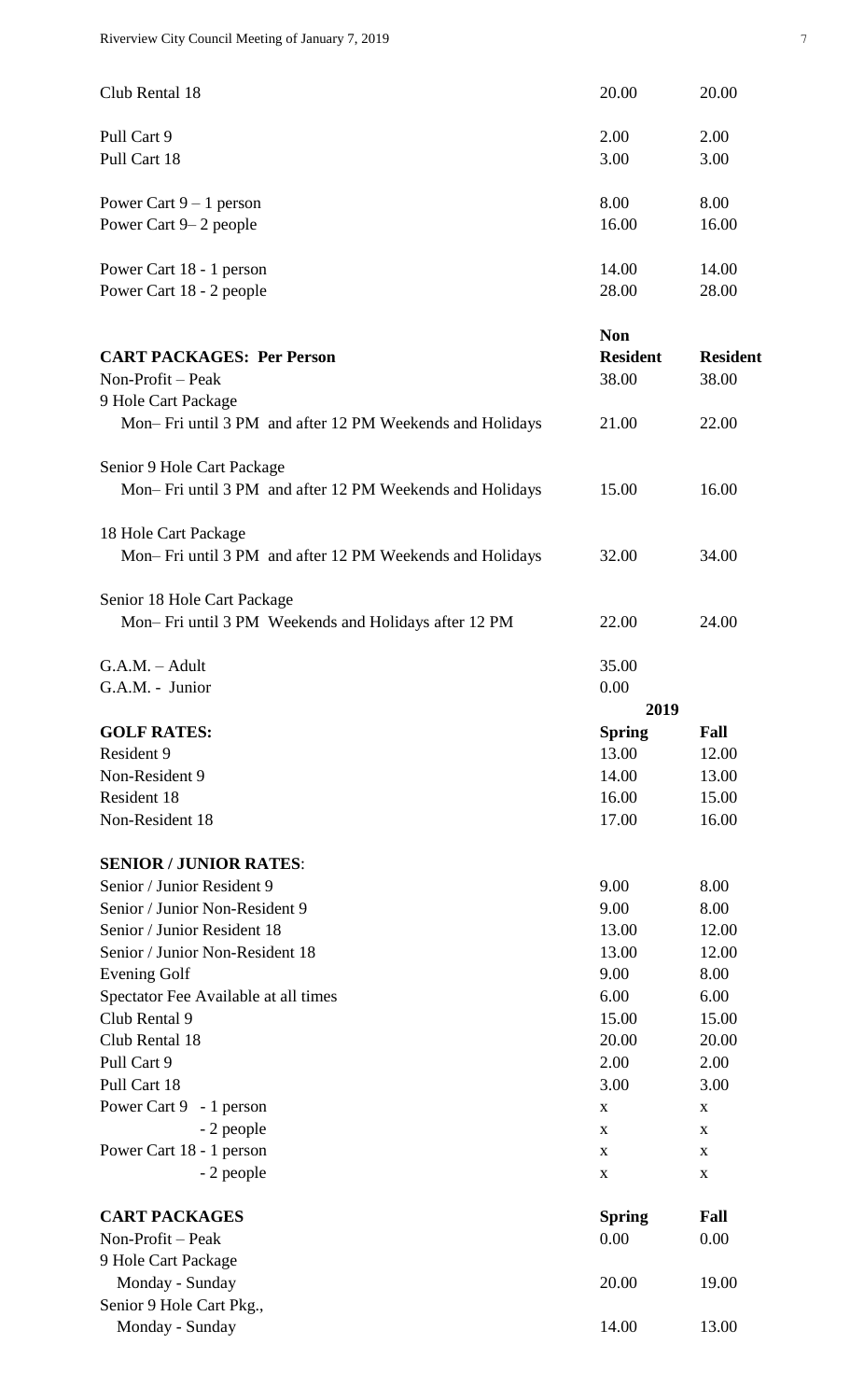| | | |
|---|---|---|
| Club Rental 18 | 20.00 | 20.00 |
| Pull Cart 9 | 2.00 | 2.00 |
| Pull Cart 18 | 3.00 | 3.00 |
| Power Cart 9 – 1 person | 8.00 | 8.00 |
| Power Cart 9– 2 people | 16.00 | 16.00 |
| Power Cart 18 - 1 person | 14.00 | 14.00 |
| Power Cart 18 - 2 people | 28.00 | 28.00 |

| **CART PACKAGES: Per Person** | **Non Resident** | **Resident** |
|---|---|---|
| Non-Profit – Peak | 38.00 | 38.00 |
| 9 Hole Cart Package<br>Mon– Fri until 3 PM and after 12 PM Weekends and Holidays | 21.00 | 22.00 |
| Senior 9 Hole Cart Package<br>Mon– Fri until 3 PM and after 12 PM Weekends and Holidays | 15.00 | 16.00 |
| 18 Hole Cart Package<br>Mon– Fri until 3 PM and after 12 PM Weekends and Holidays | 32.00 | 34.00 |
| Senior 18 Hole Cart Package<br>Mon– Fri until 3 PM Weekends and Holidays after 12 PM | 22.00 | 24.00 |
| G.A.M. – Adult | 35.00 | |
| G.A.M. - Junior | 0.00 | |

| | 2019 | |
|---|---|---|
| **GOLF RATES:** | **Spring** | **Fall** |
| Resident 9 | 13.00 | 12.00 |
| Non-Resident 9 | 14.00 | 13.00 |
| Resident 18 | 16.00 | 15.00 |
| Non-Resident 18 | 17.00 | 16.00 |
| **SENIOR / JUNIOR RATES**: | | |
| Senior / Junior Resident 9 | 9.00 | 8.00 |
| Senior / Junior Non-Resident 9 | 9.00 | 8.00 |
| Senior / Junior Resident 18 | 13.00 | 12.00 |
| Senior / Junior Non-Resident 18 | 13.00 | 12.00 |
| Evening Golf | 9.00 | 8.00 |
| Spectator Fee Available at all times | 6.00 | 6.00 |
| Club Rental 9 | 15.00 | 15.00 |
| Club Rental 18 | 20.00 | 20.00 |
| Pull Cart 9 | 2.00 | 2.00 |
| Pull Cart 18 | 3.00 | 3.00 |
| Power Cart 9 - 1 person | x | x |
| - 2 people | x | x |
| Power Cart 18 - 1 person | x | x |
| - 2 people | x | x |

| **CART PACKAGES** | **Spring** | **Fall** |
|---|---|---|
| Non-Profit – Peak | 0.00 | 0.00 |
| 9 Hole Cart Package<br>Monday - Sunday | 20.00 | 19.00 |
| Senior 9 Hole Cart Pkg.,<br>Monday - Sunday | 14.00 | 13.00 |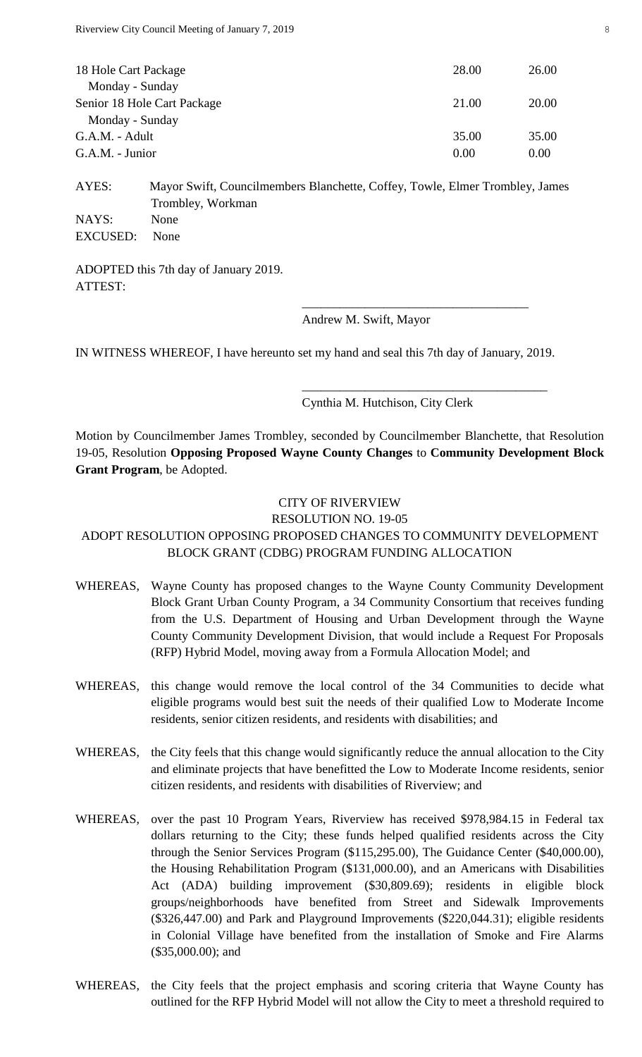| | | |
|---|---|---|
| 18 Hole Cart Package<br>Monday - Sunday | 28.00 | 26.00 |
| Senior 18 Hole Cart Package<br>Monday - Sunday | 21.00 | 20.00 |
| G.A.M. - Adult | 35.00 | 35.00 |
| G.A.M. - Junior | 0.00 | 0.00 |

AYES: Mayor Swift, Councilmembers Blanchette, Coffey, Towle, Elmer Trombley, James Trombley, Workman
NAYS: None
EXCUSED: None

ADOPTED this 7th day of January 2019.
ATTEST:

\_\_\_\_\_\_\_\_\_\_\_\_\_\_\_\_\_\_\_\_\_\_\_\_\_\_\_\_\_\_\_\_\_\_\_\_
Andrew M. Swift, Mayor

IN WITNESS WHEREOF, I have hereunto set my hand and seal this 7th day of January, 2019.

\_\_\_\_\_\_\_\_\_\_\_\_\_\_\_\_\_\_\_\_\_\_\_\_\_\_\_\_\_\_\_\_\_\_\_\_\_\_\_\_
Cynthia M. Hutchison, City Clerk

Motion by Councilmember James Trombley, seconded by Councilmember Blanchette, that Resolution 19-05, Resolution **Opposing Proposed Wayne County Changes** to **Community Development Block Grant Program**, be Adopted.

CITY OF RIVERVIEW
RESOLUTION NO. 19-05
ADOPT RESOLUTION OPPOSING PROPOSED CHANGES TO COMMUNITY DEVELOPMENT BLOCK GRANT (CDBG) PROGRAM FUNDING ALLOCATION

WHEREAS, Wayne County has proposed changes to the Wayne County Community Development Block Grant Urban County Program, a 34 Community Consortium that receives funding from the U.S. Department of Housing and Urban Development through the Wayne County Community Development Division, that would include a Request For Proposals (RFP) Hybrid Model, moving away from a Formula Allocation Model; and

WHEREAS, this change would remove the local control of the 34 Communities to decide what eligible programs would best suit the needs of their qualified Low to Moderate Income residents, senior citizen residents, and residents with disabilities; and

WHEREAS, the City feels that this change would significantly reduce the annual allocation to the City and eliminate projects that have benefitted the Low to Moderate Income residents, senior citizen residents, and residents with disabilities of Riverview; and

WHEREAS, over the past 10 Program Years, Riverview has received $978,984.15 in Federal tax dollars returning to the City; these funds helped qualified residents across the City through the Senior Services Program ($115,295.00), The Guidance Center ($40,000.00), the Housing Rehabilitation Program ($131,000.00), and an Americans with Disabilities Act (ADA) building improvement ($30,809.69); residents in eligible block groups/neighborhoods have benefited from Street and Sidewalk Improvements ($326,447.00) and Park and Playground Improvements ($220,044.31); eligible residents in Colonial Village have benefited from the installation of Smoke and Fire Alarms ($35,000.00); and

WHEREAS, the City feels that the project emphasis and scoring criteria that Wayne County has outlined for the RFP Hybrid Model will not allow the City to meet a threshold required to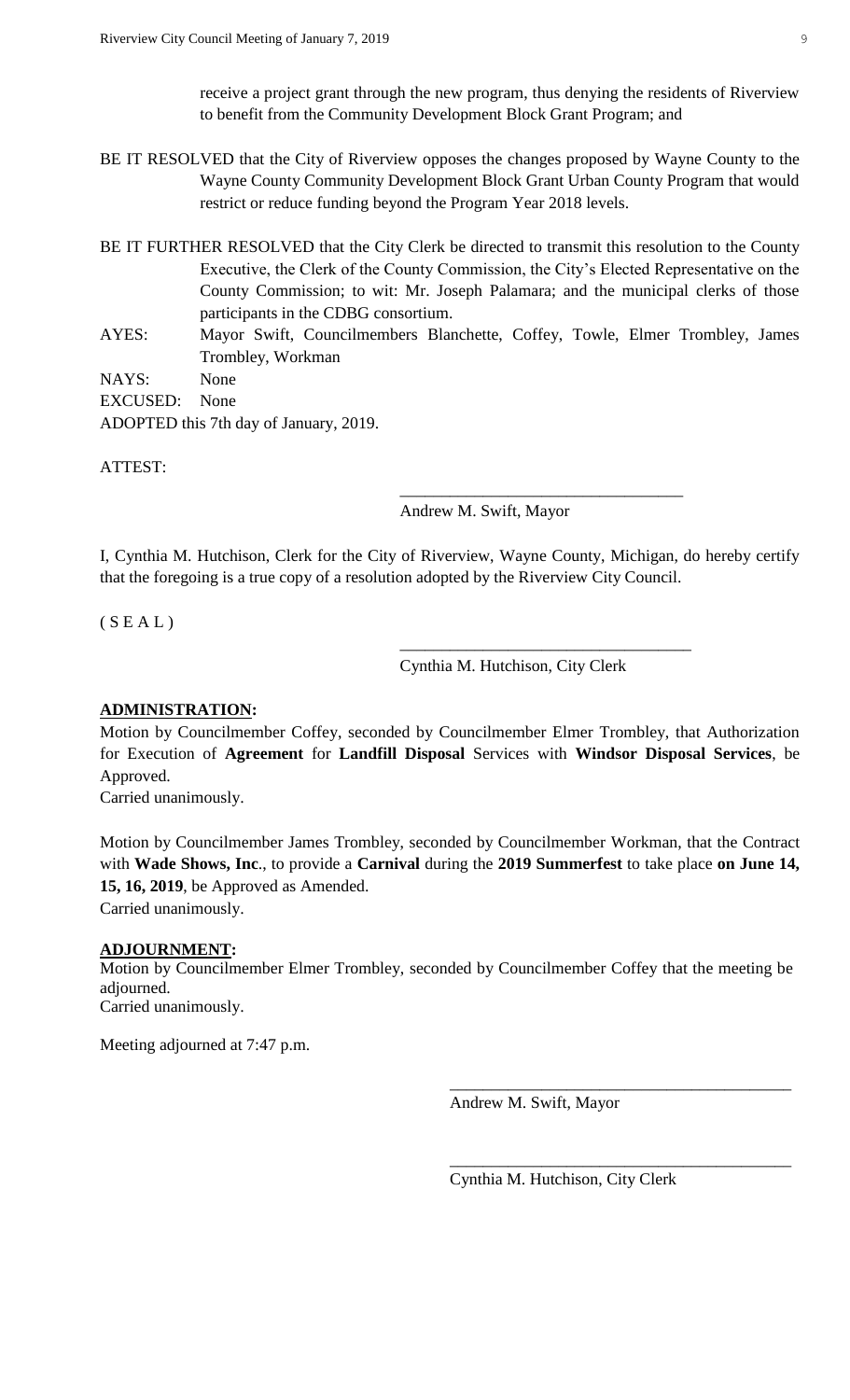receive a project grant through the new program, thus denying the residents of Riverview to benefit from the Community Development Block Grant Program; and

BE IT RESOLVED that the City of Riverview opposes the changes proposed by Wayne County to the Wayne County Community Development Block Grant Urban County Program that would restrict or reduce funding beyond the Program Year 2018 levels.

BE IT FURTHER RESOLVED that the City Clerk be directed to transmit this resolution to the County Executive, the Clerk of the County Commission, the City's Elected Representative on the County Commission; to wit: Mr. Joseph Palamara; and the municipal clerks of those participants in the CDBG consortium.

AYES: Mayor Swift, Councilmembers Blanchette, Coffey, Towle, Elmer Trombley, James Trombley, Workman

NAYS: None

EXCUSED: None

ADOPTED this 7th day of January, 2019.

ATTEST:

_________________________________
Andrew M. Swift, Mayor

I, Cynthia M. Hutchison, Clerk for the City of Riverview, Wayne County, Michigan, do hereby certify that the foregoing is a true copy of a resolution adopted by the Riverview City Council.

( S E A L )

_________________________________
Cynthia M. Hutchison, City Clerk

**ADMINISTRATION:**

Motion by Councilmember Coffey, seconded by Councilmember Elmer Trombley, that Authorization for Execution of **Agreement** for **Landfill Disposal** Services with **Windsor Disposal Services**, be Approved.
Carried unanimously.

Motion by Councilmember James Trombley, seconded by Councilmember Workman, that the Contract with **Wade Shows, Inc**., to provide a **Carnival** during the **2019 Summerfest** to take place **on June 14, 15, 16, 2019**, be Approved as Amended.
Carried unanimously.

**ADJOURNMENT:**

Motion by Councilmember Elmer Trombley, seconded by Councilmember Coffey that the meeting be adjourned.
Carried unanimously.

Meeting adjourned at 7:47 p.m.

_________________________________
Andrew M. Swift, Mayor

_________________________________
Cynthia M. Hutchison, City Clerk